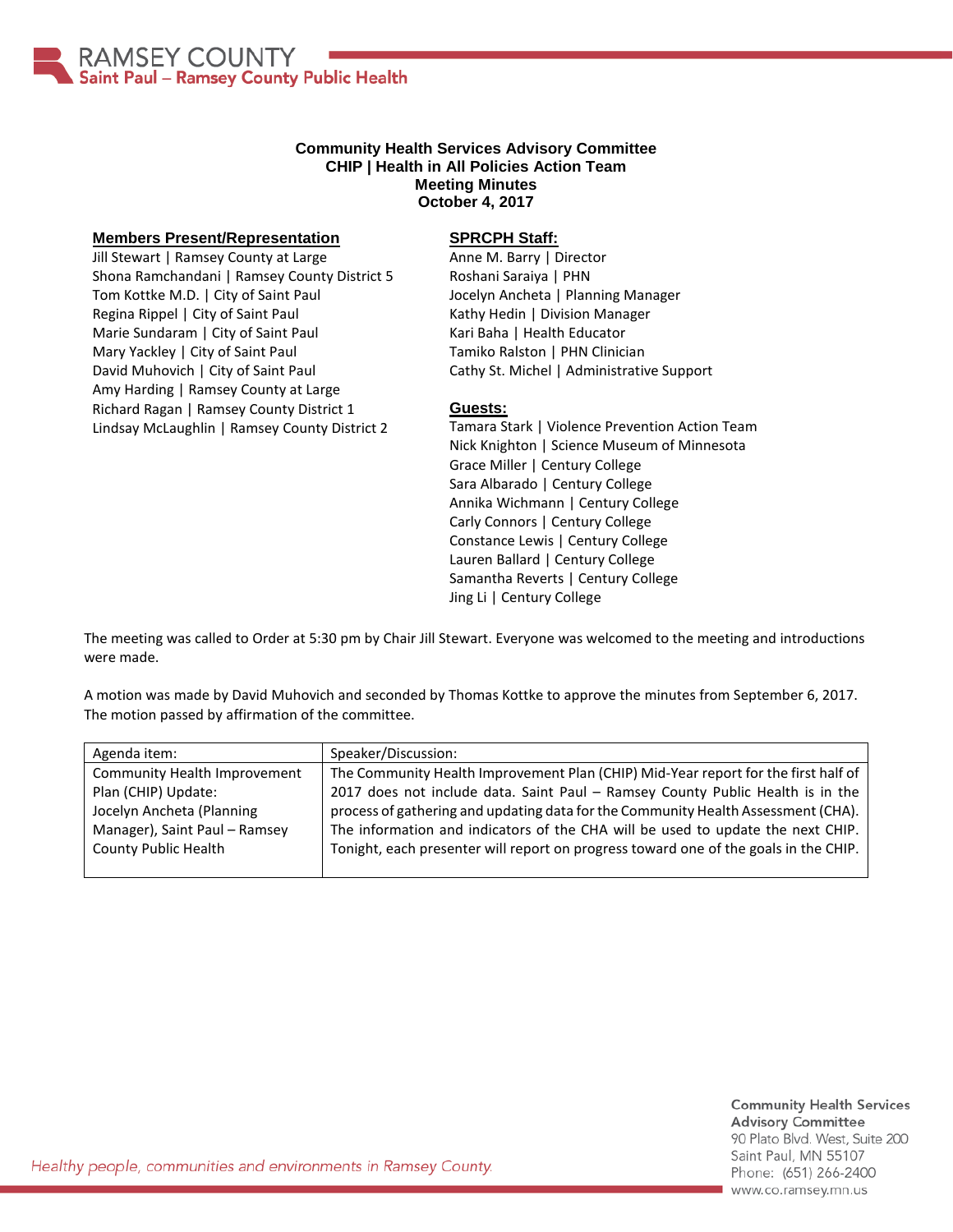RAMSEY COUNTY
Saint Paul – Ramsey County Public Health

**Community Health Services Advisory Committee**
**CHIP | Health in All Policies Action Team**
**Meeting Minutes**
**October 4, 2017**

**Members Present/Representation**

Jill Stewart | Ramsey County at Large
Shona Ramchandani | Ramsey County District 5
Tom Kottke M.D. | City of Saint Paul
Regina Rippel | City of Saint Paul
Marie Sundaram | City of Saint Paul
Mary Yackley | City of Saint Paul
David Muhovich | City of Saint Paul
Amy Harding | Ramsey County at Large
Richard Ragan | Ramsey County District 1
Lindsay McLaughlin | Ramsey County District 2

**SPRCPH Staff:**

Anne M. Barry | Director
Roshani Saraiya | PHN
Jocelyn Ancheta | Planning Manager
Kathy Hedin | Division Manager
Kari Baha | Health Educator
Tamiko Ralston | PHN Clinician
Cathy St. Michel | Administrative Support

**Guests:**

Tamara Stark | Violence Prevention Action Team
Nick Knighton | Science Museum of Minnesota
Grace Miller | Century College
Sara Albarado | Century College
Annika Wichmann | Century College
Carly Connors | Century College
Constance Lewis | Century College
Lauren Ballard | Century College
Samantha Reverts | Century College
Jing Li | Century College

The meeting was called to Order at 5:30 pm by Chair Jill Stewart. Everyone was welcomed to the meeting and introductions were made.

A motion was made by David Muhovich and seconded by Thomas Kottke to approve the minutes from September 6, 2017. The motion passed by affirmation of the committee.

| Agenda item: | Speaker/Discussion: |
|---|---|
| Community Health Improvement Plan (CHIP) Update: Jocelyn Ancheta (Planning Manager), Saint Paul – Ramsey County Public Health | The Community Health Improvement Plan (CHIP) Mid-Year report for the first half of 2017 does not include data. Saint Paul – Ramsey County Public Health is in the process of gathering and updating data for the Community Health Assessment (CHA). The information and indicators of the CHA will be used to update the next CHIP. Tonight, each presenter will report on progress toward one of the goals in the CHIP. |

*Healthy people, communities and environments in Ramsey County.*

Community Health Services Advisory Committee
90 Plato Blvd. West, Suite 200
Saint Paul, MN 55107
Phone: (651) 266-2400
www.co.ramsey.mn.us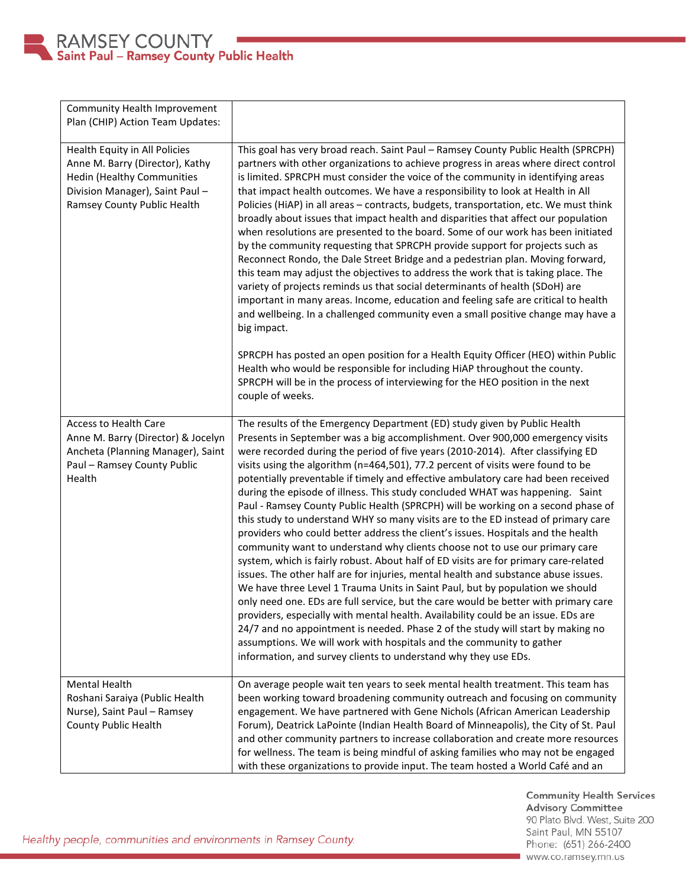| Community Health Improvement Plan (CHIP) Action Team Updates: | |
|---|---|
| Health Equity in All Policies<br>Anne M. Barry (Director), Kathy Hedin (Healthy Communities Division Manager), Saint Paul – Ramsey County Public Health | This goal has very broad reach. Saint Paul – Ramsey County Public Health (SPRCPH) partners with other organizations to achieve progress in areas where direct control is limited. SPRCPH must consider the voice of the community in identifying areas that impact health outcomes. We have a responsibility to look at Health in All Policies (HiAP) in all areas – contracts, budgets, transportation, etc. We must think broadly about issues that impact health and disparities that affect our population when resolutions are presented to the board. Some of our work has been initiated by the community requesting that SPRCPH provide support for projects such as Reconnect Rondo, the Dale Street Bridge and a pedestrian plan. Moving forward, this team may adjust the objectives to address the work that is taking place. The variety of projects reminds us that social determinants of health (SDoH) are important in many areas. Income, education and feeling safe are critical to health and wellbeing. In a challenged community even a small positive change may have a big impact.<br><br>SPRCPH has posted an open position for a Health Equity Officer (HEO) within Public Health who would be responsible for including HiAP throughout the county. SPRCPH will be in the process of interviewing for the HEO position in the next couple of weeks. |
| Access to Health Care<br>Anne M. Barry (Director) & Jocelyn Ancheta (Planning Manager), Saint Paul – Ramsey County Public Health | The results of the Emergency Department (ED) study given by Public Health Presents in September was a big accomplishment. Over 900,000 emergency visits were recorded during the period of five years (2010-2014). After classifying ED visits using the algorithm (n=464,501), 77.2 percent of visits were found to be potentially preventable if timely and effective ambulatory care had been received during the episode of illness. This study concluded WHAT was happening. Saint Paul - Ramsey County Public Health (SPRCPH) will be working on a second phase of this study to understand WHY so many visits are to the ED instead of primary care providers who could better address the client's issues. Hospitals and the health community want to understand why clients choose not to use our primary care system, which is fairly robust. About half of ED visits are for primary care-related issues. The other half are for injuries, mental health and substance abuse issues. We have three Level 1 Trauma Units in Saint Paul, but by population we should only need one. EDs are full service, but the care would be better with primary care providers, especially with mental health. Availability could be an issue. EDs are 24/7 and no appointment is needed. Phase 2 of the study will start by making no assumptions. We will work with hospitals and the community to gather information, and survey clients to understand why they use EDs. |
| Mental Health<br>Roshani Saraiya (Public Health Nurse), Saint Paul – Ramsey County Public Health | On average people wait ten years to seek mental health treatment. This team has been working toward broadening community outreach and focusing on community engagement. We have partnered with Gene Nichols (African American Leadership Forum), Deatrick LaPointe (Indian Health Board of Minneapolis), the City of St. Paul and other community partners to increase collaboration and create more resources for wellness. The team is being mindful of asking families who may not be engaged with these organizations to provide input. The team hosted a World Café and an |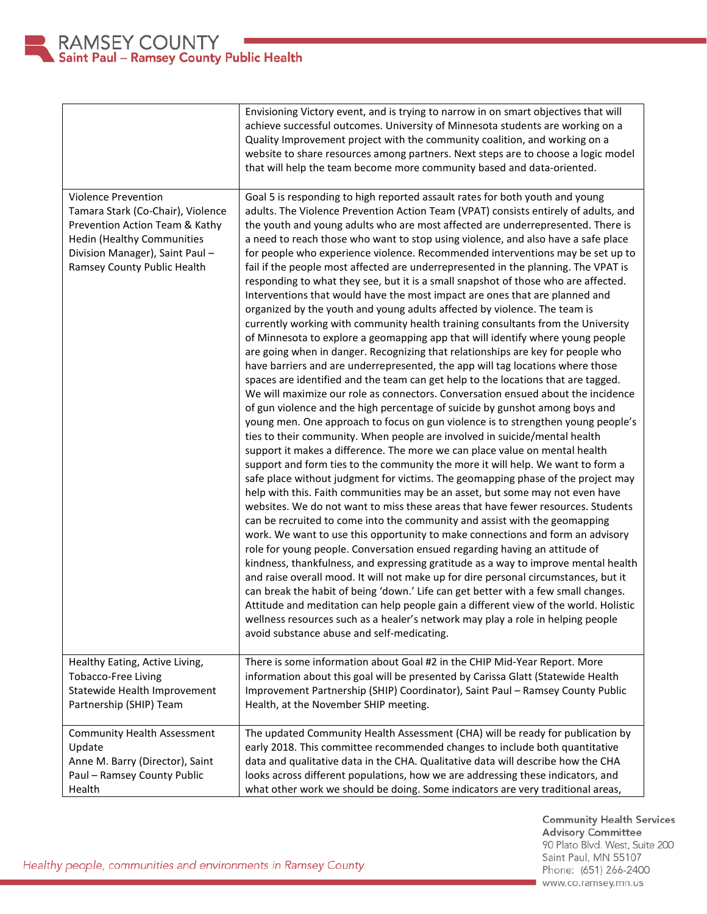| | |
|---|---|
| | Envisioning Victory event, and is trying to narrow in on smart objectives that will achieve successful outcomes. University of Minnesota students are working on a Quality Improvement project with the community coalition, and working on a website to share resources among partners. Next steps are to choose a logic model that will help the team become more community based and data-oriented. |
| Violence Prevention<br>Tamara Stark (Co-Chair), Violence Prevention Action Team & Kathy Hedin (Healthy Communities Division Manager), Saint Paul – Ramsey County Public Health | Goal 5 is responding to high reported assault rates for both youth and young adults. The Violence Prevention Action Team (VPAT) consists entirely of adults, and the youth and young adults who are most affected are underrepresented. There is a need to reach those who want to stop using violence, and also have a safe place for people who experience violence. Recommended interventions may be set up to fail if the people most affected are underrepresented in the planning. The VPAT is responding to what they see, but it is a small snapshot of those who are affected. Interventions that would have the most impact are ones that are planned and organized by the youth and young adults affected by violence. The team is currently working with community health training consultants from the University of Minnesota to explore a geomapping app that will identify where young people are going when in danger. Recognizing that relationships are key for people who have barriers and are underrepresented, the app will tag locations where those spaces are identified and the team can get help to the locations that are tagged. We will maximize our role as connectors. Conversation ensued about the incidence of gun violence and the high percentage of suicide by gunshot among boys and young men. One approach to focus on gun violence is to strengthen young people's ties to their community. When people are involved in suicide/mental health support it makes a difference. The more we can place value on mental health support and form ties to the community the more it will help. We want to form a safe place without judgment for victims. The geomapping phase of the project may help with this. Faith communities may be an asset, but some may not even have websites. We do not want to miss these areas that have fewer resources. Students can be recruited to come into the community and assist with the geomapping work. We want to use this opportunity to make connections and form an advisory role for young people. Conversation ensued regarding having an attitude of kindness, thankfulness, and expressing gratitude as a way to improve mental health and raise overall mood. It will not make up for dire personal circumstances, but it can break the habit of being 'down.' Life can get better with a few small changes. Attitude and meditation can help people gain a different view of the world. Holistic wellness resources such as a healer's network may play a role in helping people avoid substance abuse and self-medicating. |
| Healthy Eating, Active Living, Tobacco-Free Living<br>Statewide Health Improvement Partnership (SHIP) Team | There is some information about Goal #2 in the CHIP Mid-Year Report. More information about this goal will be presented by Carissa Glatt (Statewide Health Improvement Partnership (SHIP) Coordinator), Saint Paul – Ramsey County Public Health, at the November SHIP meeting. |
| Community Health Assessment Update<br>Anne M. Barry (Director), Saint Paul – Ramsey County Public Health | The updated Community Health Assessment (CHA) will be ready for publication by early 2018. This committee recommended changes to include both quantitative data and qualitative data in the CHA. Qualitative data will describe how the CHA looks across different populations, how we are addressing these indicators, and what other work we should be doing. Some indicators are very traditional areas, |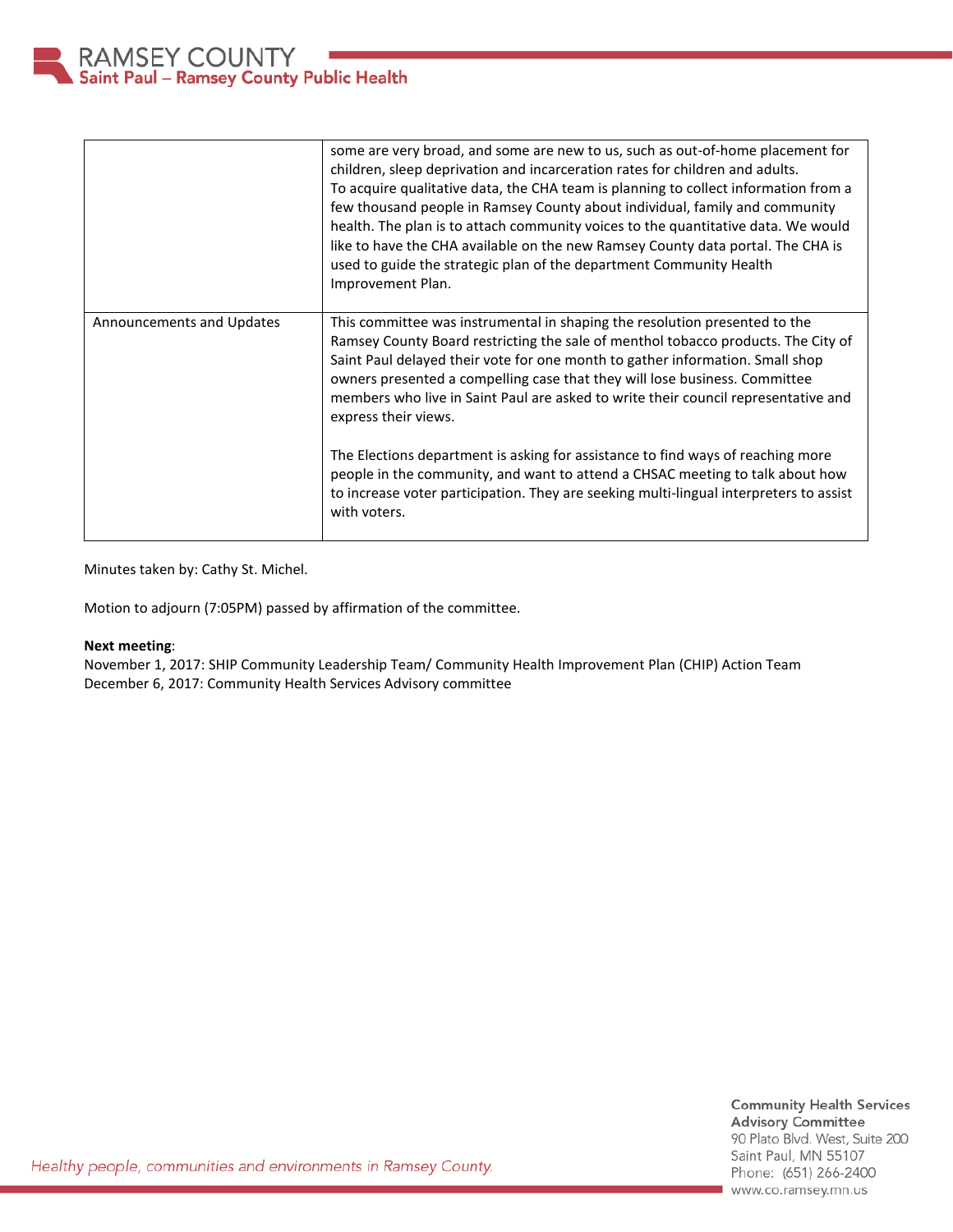| | |
|---|---|
| | some are very broad, and some are new to us, such as out-of-home placement for children, sleep deprivation and incarceration rates for children and adults. To acquire qualitative data, the CHA team is planning to collect information from a few thousand people in Ramsey County about individual, family and community health. The plan is to attach community voices to the quantitative data. We would like to have the CHA available on the new Ramsey County data portal. The CHA is used to guide the strategic plan of the department Community Health Improvement Plan. |
| Announcements and Updates | This committee was instrumental in shaping the resolution presented to the Ramsey County Board restricting the sale of menthol tobacco products. The City of Saint Paul delayed their vote for one month to gather information. Small shop owners presented a compelling case that they will lose business. Committee members who live in Saint Paul are asked to write their council representative and express their views.<br><br>The Elections department is asking for assistance to find ways of reaching more people in the community, and want to attend a CHSAC meeting to talk about how to increase voter participation. They are seeking multi-lingual interpreters to assist with voters. |

Minutes taken by: Cathy St. Michel.

Motion to adjourn (7:05PM) passed by affirmation of the committee.

**Next meeting**:
November 1, 2017: SHIP Community Leadership Team/ Community Health Improvement Plan (CHIP) Action Team
December 6, 2017: Community Health Services Advisory committee